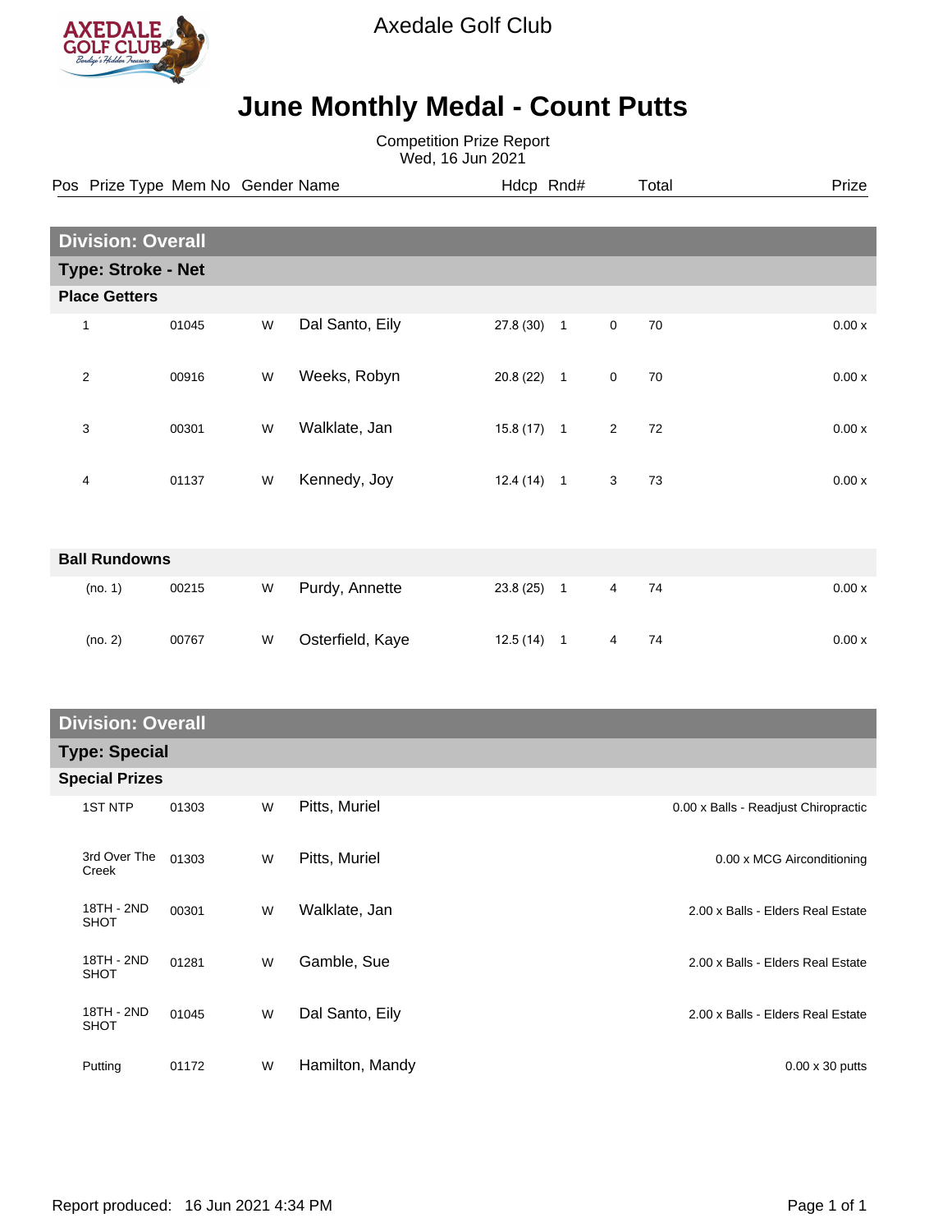Axedale Golf Club

# June Monthly Medal - Count Putts

Competition Prize Report
Wed, 16 Jun 2021

## Division: Overall

### Type: Stroke - Net

#### Place Getters

| Pos | Prize Type | Mem No | Gender | Name | Hdcp | Rnd# | | Total | Prize |
|---|---|---|---|---|---|---|---|---|---|
| 1 | | 01045 | W | Dal Santo, Eily | 27.8 (30) | 1 | 0 | 70 | 0.00 x |
| 2 | | 00916 | W | Weeks, Robyn | 20.8 (22) | 1 | 0 | 70 | 0.00 x |
| 3 | | 00301 | W | Walklate, Jan | 15.8 (17) | 1 | 2 | 72 | 0.00 x |
| 4 | | 01137 | W | Kennedy, Joy | 12.4 (14) | 1 | 3 | 73 | 0.00 x |

#### Ball Rundowns

| Pos | Prize Type | Mem No | Gender | Name | Hdcp | Rnd# | | Total | Prize |
|---|---|---|---|---|---|---|---|---|---|
| (no. 1) | | 00215 | W | Purdy, Annette | 23.8 (25) | 1 | 4 | 74 | 0.00 x |
| (no. 2) | | 00767 | W | Osterfield, Kaye | 12.5 (14) | 1 | 4 | 74 | 0.00 x |

## Division: Overall

### Type: Special

#### Special Prizes

| Prize Type | Mem No | Gender | Name | Prize |
|---|---|---|---|---|
| 1ST NTP | 01303 | W | Pitts, Muriel | 0.00 x Balls - Readjust Chiropractic |
| 3rd Over The Creek | 01303 | W | Pitts, Muriel | 0.00 x MCG Airconditioning |
| 18TH - 2ND SHOT | 00301 | W | Walklate, Jan | 2.00 x Balls - Elders Real Estate |
| 18TH - 2ND SHOT | 01281 | W | Gamble, Sue | 2.00 x Balls - Elders Real Estate |
| 18TH - 2ND SHOT | 01045 | W | Dal Santo, Eily | 2.00 x Balls - Elders Real Estate |
| Putting | 01172 | W | Hamilton, Mandy | 0.00 x 30 putts |

Report produced: 16 Jun 2021 4:34 PM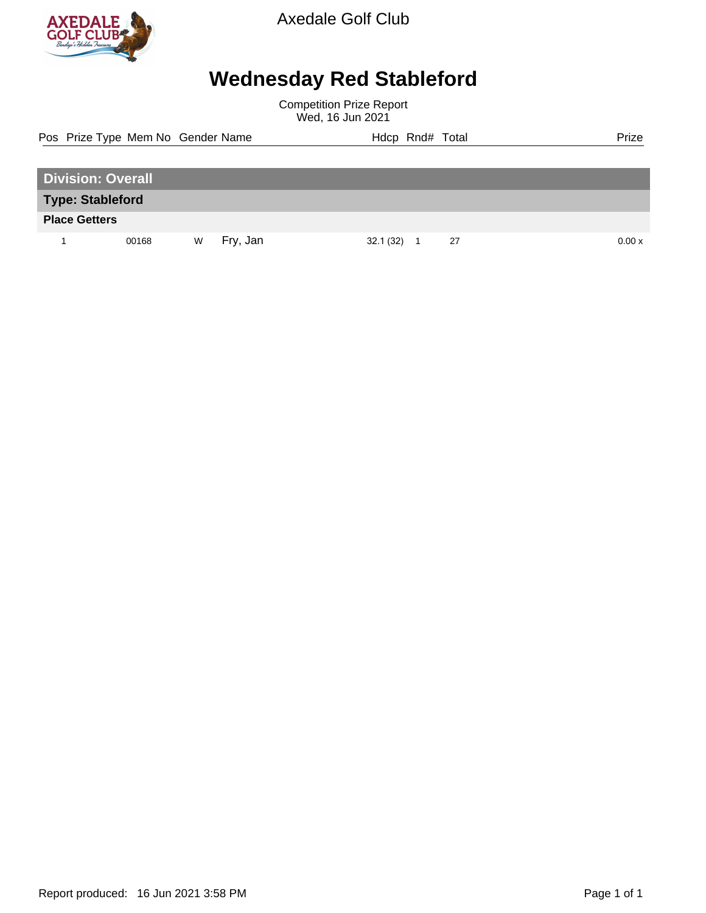Axedale Golf Club

# Wednesday Red Stableford

Competition Prize Report
Wed, 16 Jun 2021

| Pos | Prize Type | Mem No | Gender | Name | Hdcp | Rnd# | Total | Prize |
|---|---|---|---|---|---|---|---|---|
| **Division: Overall** | | | | | | | | |
| **Type: Stableford** | | | | | | | | |
| **Place Getters** | | | | | | | | |
| 1 | | 00168 | W | Fry, Jan | 32.1 (32) | 1 | 27 | 0.00 x |

Report produced: 16 Jun 2021 3:58 PM